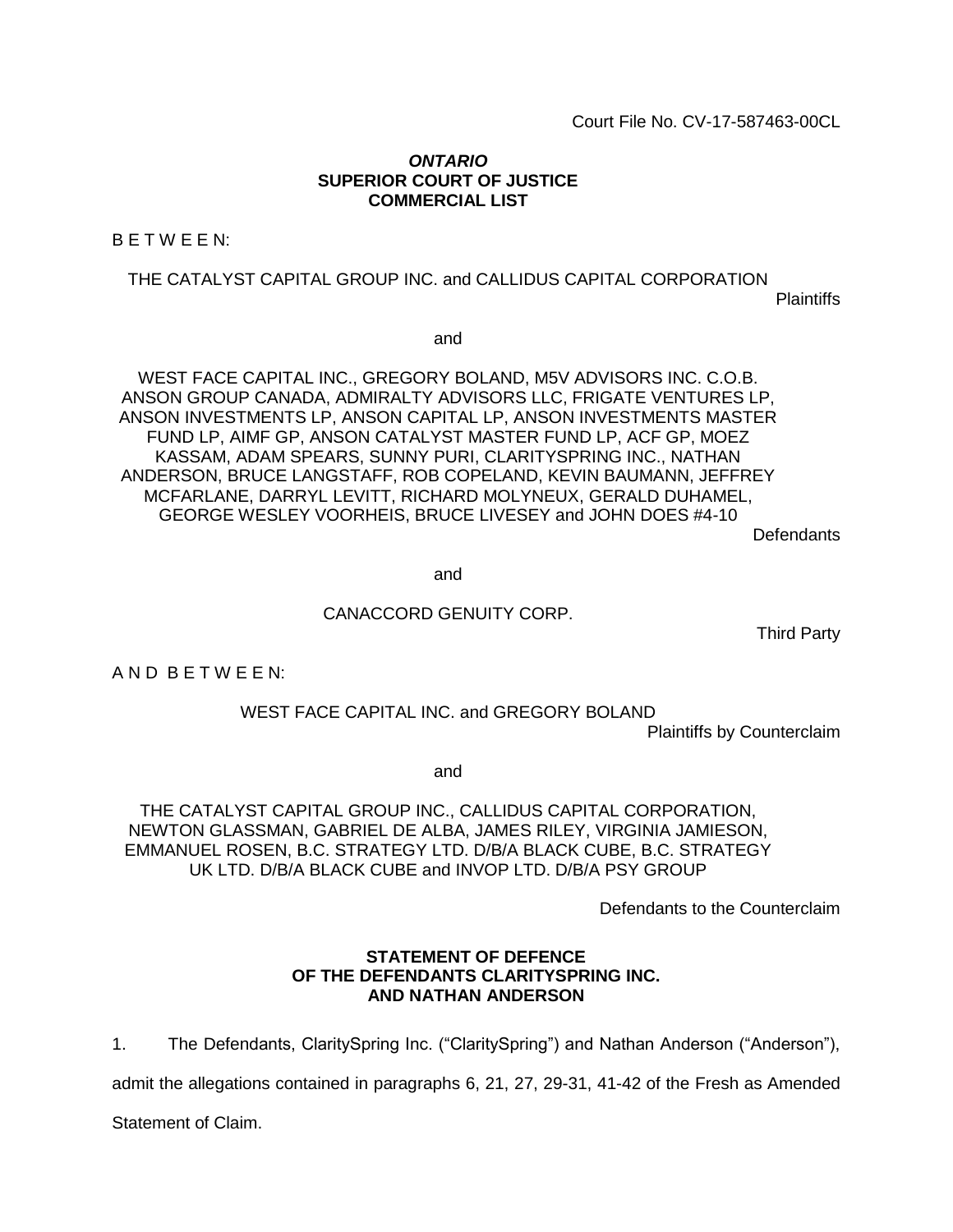Court File No. CV-17-587463-00CL

***ONTARIO***
**SUPERIOR COURT OF JUSTICE**
**COMMERCIAL LIST**

B E T W E E N:

THE CATALYST CAPITAL GROUP INC. and CALLIDUS CAPITAL CORPORATION

Plaintiffs

and

WEST FACE CAPITAL INC., GREGORY BOLAND, M5V ADVISORS INC. C.O.B. ANSON GROUP CANADA, ADMIRALTY ADVISORS LLC, FRIGATE VENTURES LP, ANSON INVESTMENTS LP, ANSON CAPITAL LP, ANSON INVESTMENTS MASTER FUND LP, AIMF GP, ANSON CATALYST MASTER FUND LP, ACF GP, MOEZ KASSAM, ADAM SPEARS, SUNNY PURI, CLARITYSPRING INC., NATHAN ANDERSON, BRUCE LANGSTAFF, ROB COPELAND, KEVIN BAUMANN, JEFFREY MCFARLANE, DARRYL LEVITT, RICHARD MOLYNEUX, GERALD DUHAMEL, GEORGE WESLEY VOORHEIS, BRUCE LIVESEY and JOHN DOES #4-10

Defendants

and

CANACCORD GENUITY CORP.

Third Party

A N D B E T W E E N:

WEST FACE CAPITAL INC. and GREGORY BOLAND

Plaintiffs by Counterclaim

and

THE CATALYST CAPITAL GROUP INC., CALLIDUS CAPITAL CORPORATION, NEWTON GLASSMAN, GABRIEL DE ALBA, JAMES RILEY, VIRGINIA JAMIESON, EMMANUEL ROSEN, B.C. STRATEGY LTD. D/B/A BLACK CUBE, B.C. STRATEGY UK LTD. D/B/A BLACK CUBE and INVOP LTD. D/B/A PSY GROUP

Defendants to the Counterclaim

**STATEMENT OF DEFENCE**
**OF THE DEFENDANTS CLARITYSPRING INC.**
**AND NATHAN ANDERSON**

1. The Defendants, ClaritySpring Inc. ("ClaritySpring") and Nathan Anderson ("Anderson"), admit the allegations contained in paragraphs 6, 21, 27, 29-31, 41-42 of the Fresh as Amended Statement of Claim.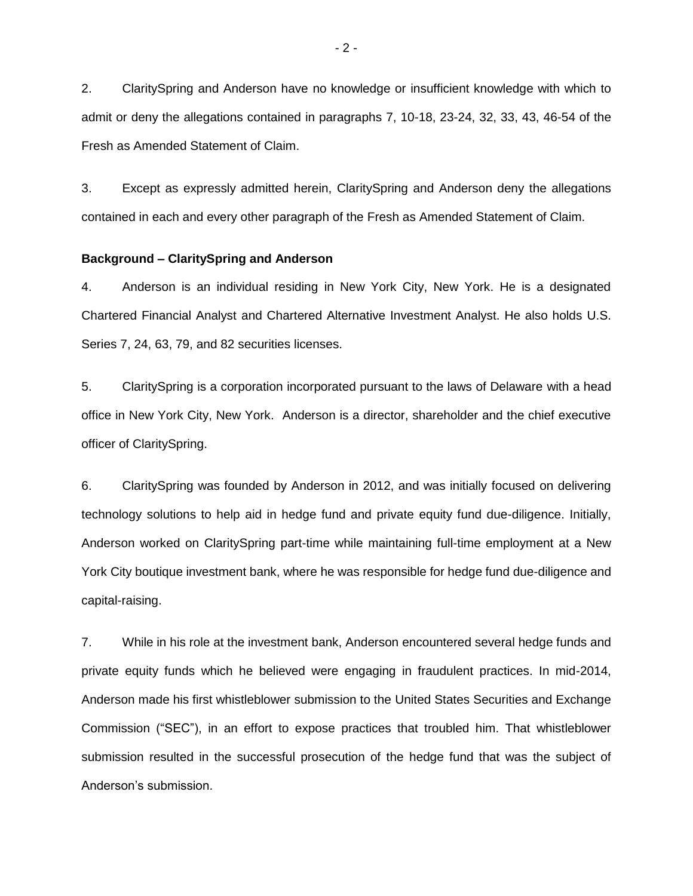2. ClaritySpring and Anderson have no knowledge or insufficient knowledge with which to admit or deny the allegations contained in paragraphs 7, 10-18, 23-24, 32, 33, 43, 46-54 of the Fresh as Amended Statement of Claim.

3. Except as expressly admitted herein, ClaritySpring and Anderson deny the allegations contained in each and every other paragraph of the Fresh as Amended Statement of Claim.

**Background – ClaritySpring and Anderson**

4. Anderson is an individual residing in New York City, New York. He is a designated Chartered Financial Analyst and Chartered Alternative Investment Analyst. He also holds U.S. Series 7, 24, 63, 79, and 82 securities licenses.

5. ClaritySpring is a corporation incorporated pursuant to the laws of Delaware with a head office in New York City, New York. Anderson is a director, shareholder and the chief executive officer of ClaritySpring.

6. ClaritySpring was founded by Anderson in 2012, and was initially focused on delivering technology solutions to help aid in hedge fund and private equity fund due-diligence. Initially, Anderson worked on ClaritySpring part-time while maintaining full-time employment at a New York City boutique investment bank, where he was responsible for hedge fund due-diligence and capital-raising.

7. While in his role at the investment bank, Anderson encountered several hedge funds and private equity funds which he believed were engaging in fraudulent practices. In mid-2014, Anderson made his first whistleblower submission to the United States Securities and Exchange Commission ("SEC"), in an effort to expose practices that troubled him. That whistleblower submission resulted in the successful prosecution of the hedge fund that was the subject of Anderson's submission.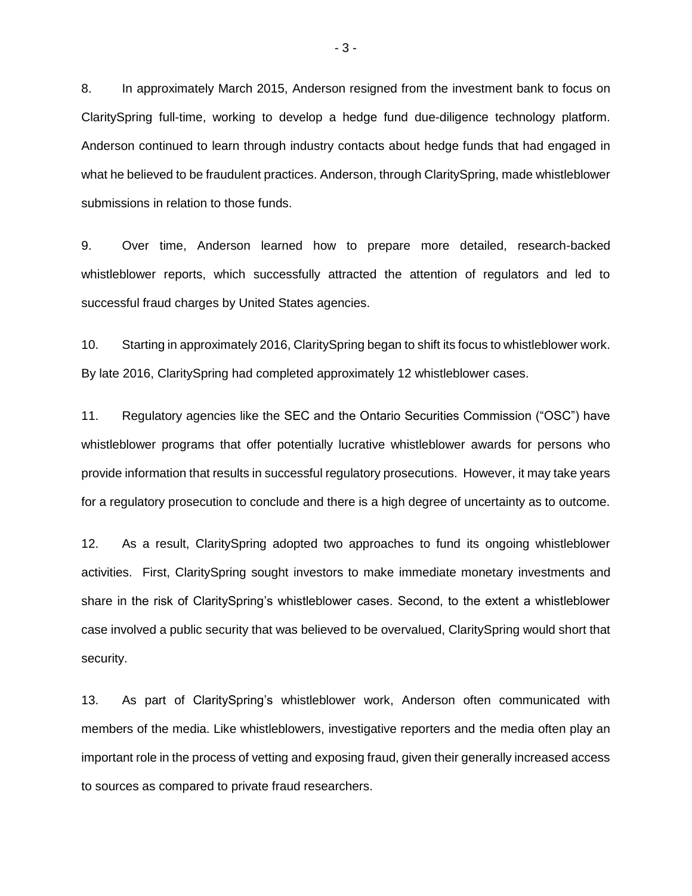8. In approximately March 2015, Anderson resigned from the investment bank to focus on ClaritySpring full-time, working to develop a hedge fund due-diligence technology platform. Anderson continued to learn through industry contacts about hedge funds that had engaged in what he believed to be fraudulent practices. Anderson, through ClaritySpring, made whistleblower submissions in relation to those funds.

9. Over time, Anderson learned how to prepare more detailed, research-backed whistleblower reports, which successfully attracted the attention of regulators and led to successful fraud charges by United States agencies.

10. Starting in approximately 2016, ClaritySpring began to shift its focus to whistleblower work. By late 2016, ClaritySpring had completed approximately 12 whistleblower cases.

11. Regulatory agencies like the SEC and the Ontario Securities Commission ("OSC") have whistleblower programs that offer potentially lucrative whistleblower awards for persons who provide information that results in successful regulatory prosecutions. However, it may take years for a regulatory prosecution to conclude and there is a high degree of uncertainty as to outcome.

12. As a result, ClaritySpring adopted two approaches to fund its ongoing whistleblower activities. First, ClaritySpring sought investors to make immediate monetary investments and share in the risk of ClaritySpring's whistleblower cases. Second, to the extent a whistleblower case involved a public security that was believed to be overvalued, ClaritySpring would short that security.

13. As part of ClaritySpring's whistleblower work, Anderson often communicated with members of the media. Like whistleblowers, investigative reporters and the media often play an important role in the process of vetting and exposing fraud, given their generally increased access to sources as compared to private fraud researchers.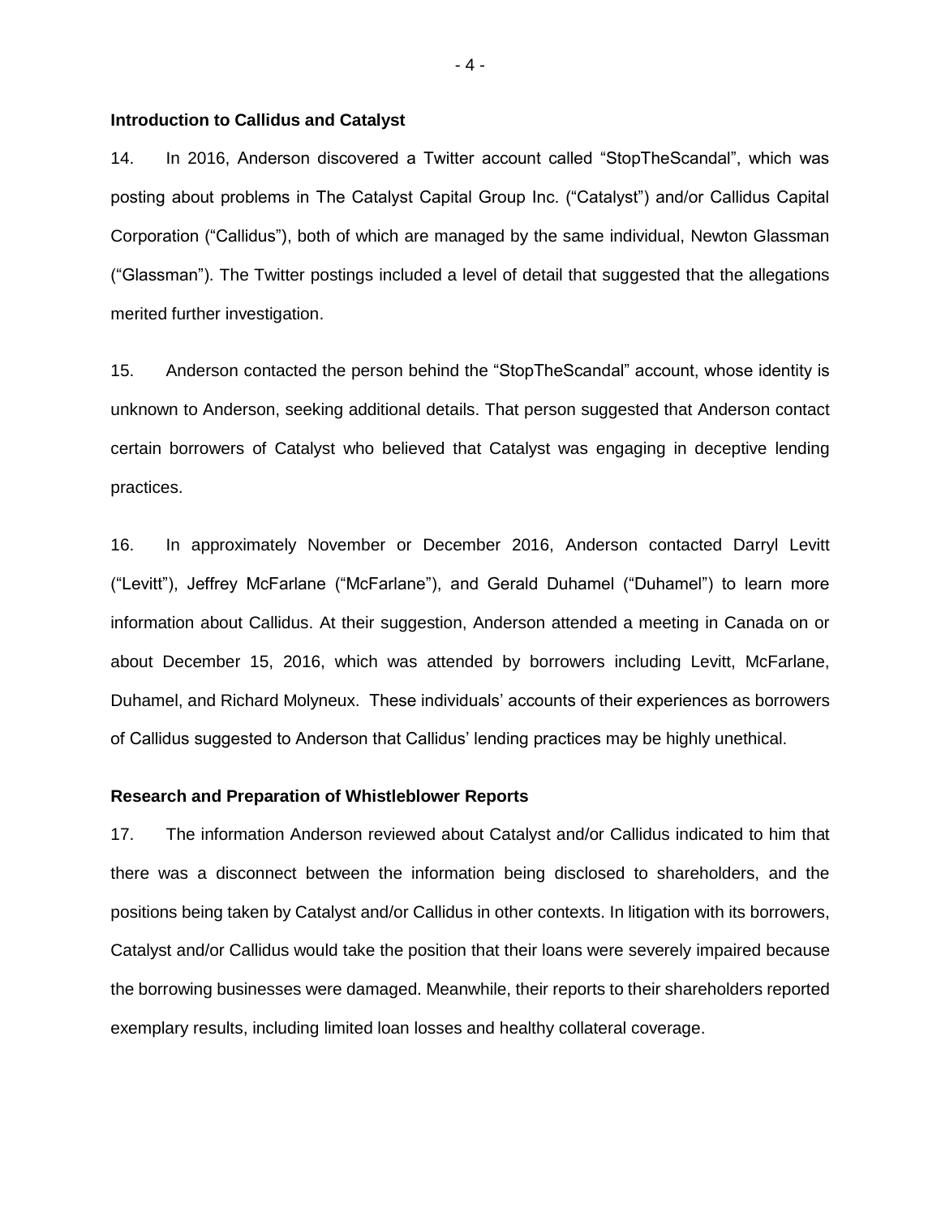**Introduction to Callidus and Catalyst**

14. In 2016, Anderson discovered a Twitter account called "StopTheScandal", which was posting about problems in The Catalyst Capital Group Inc. ("Catalyst") and/or Callidus Capital Corporation ("Callidus"), both of which are managed by the same individual, Newton Glassman ("Glassman"). The Twitter postings included a level of detail that suggested that the allegations merited further investigation.

15. Anderson contacted the person behind the "StopTheScandal" account, whose identity is unknown to Anderson, seeking additional details. That person suggested that Anderson contact certain borrowers of Catalyst who believed that Catalyst was engaging in deceptive lending practices.

16. In approximately November or December 2016, Anderson contacted Darryl Levitt ("Levitt"), Jeffrey McFarlane ("McFarlane"), and Gerald Duhamel ("Duhamel") to learn more information about Callidus. At their suggestion, Anderson attended a meeting in Canada on or about December 15, 2016, which was attended by borrowers including Levitt, McFarlane, Duhamel, and Richard Molyneux. These individuals' accounts of their experiences as borrowers of Callidus suggested to Anderson that Callidus' lending practices may be highly unethical.

**Research and Preparation of Whistleblower Reports**

17. The information Anderson reviewed about Catalyst and/or Callidus indicated to him that there was a disconnect between the information being disclosed to shareholders, and the positions being taken by Catalyst and/or Callidus in other contexts. In litigation with its borrowers, Catalyst and/or Callidus would take the position that their loans were severely impaired because the borrowing businesses were damaged. Meanwhile, their reports to their shareholders reported exemplary results, including limited loan losses and healthy collateral coverage.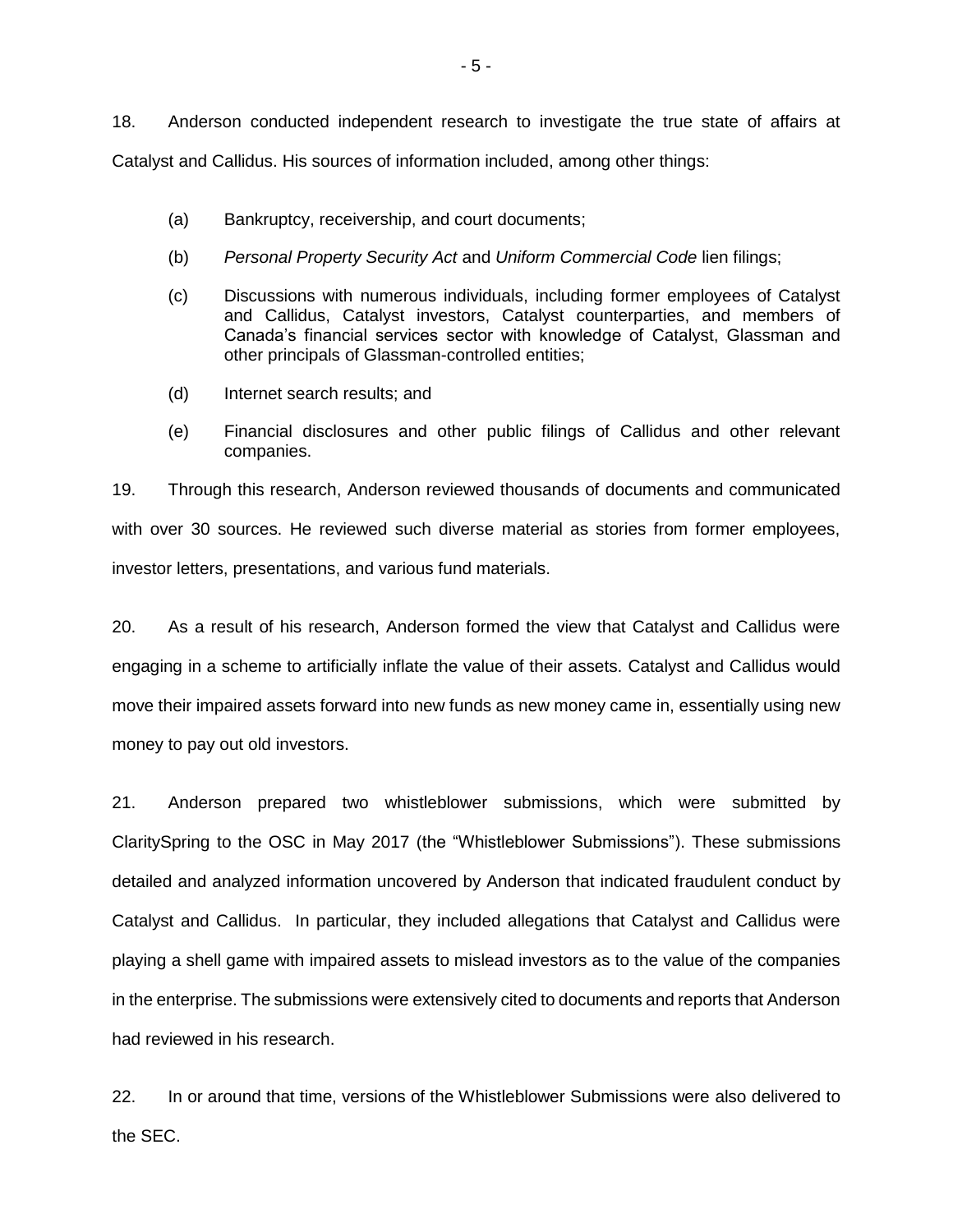18. Anderson conducted independent research to investigate the true state of affairs at Catalyst and Callidus. His sources of information included, among other things:

(a) Bankruptcy, receivership, and court documents;

(b) *Personal Property Security Act* and *Uniform Commercial Code* lien filings;

(c) Discussions with numerous individuals, including former employees of Catalyst and Callidus, Catalyst investors, Catalyst counterparties, and members of Canada's financial services sector with knowledge of Catalyst, Glassman and other principals of Glassman-controlled entities;

(d) Internet search results; and

(e) Financial disclosures and other public filings of Callidus and other relevant companies.

19. Through this research, Anderson reviewed thousands of documents and communicated with over 30 sources. He reviewed such diverse material as stories from former employees, investor letters, presentations, and various fund materials.

20. As a result of his research, Anderson formed the view that Catalyst and Callidus were engaging in a scheme to artificially inflate the value of their assets. Catalyst and Callidus would move their impaired assets forward into new funds as new money came in, essentially using new money to pay out old investors.

21. Anderson prepared two whistleblower submissions, which were submitted by ClaritySpring to the OSC in May 2017 (the "Whistleblower Submissions"). These submissions detailed and analyzed information uncovered by Anderson that indicated fraudulent conduct by Catalyst and Callidus. In particular, they included allegations that Catalyst and Callidus were playing a shell game with impaired assets to mislead investors as to the value of the companies in the enterprise. The submissions were extensively cited to documents and reports that Anderson had reviewed in his research.

22. In or around that time, versions of the Whistleblower Submissions were also delivered to the SEC.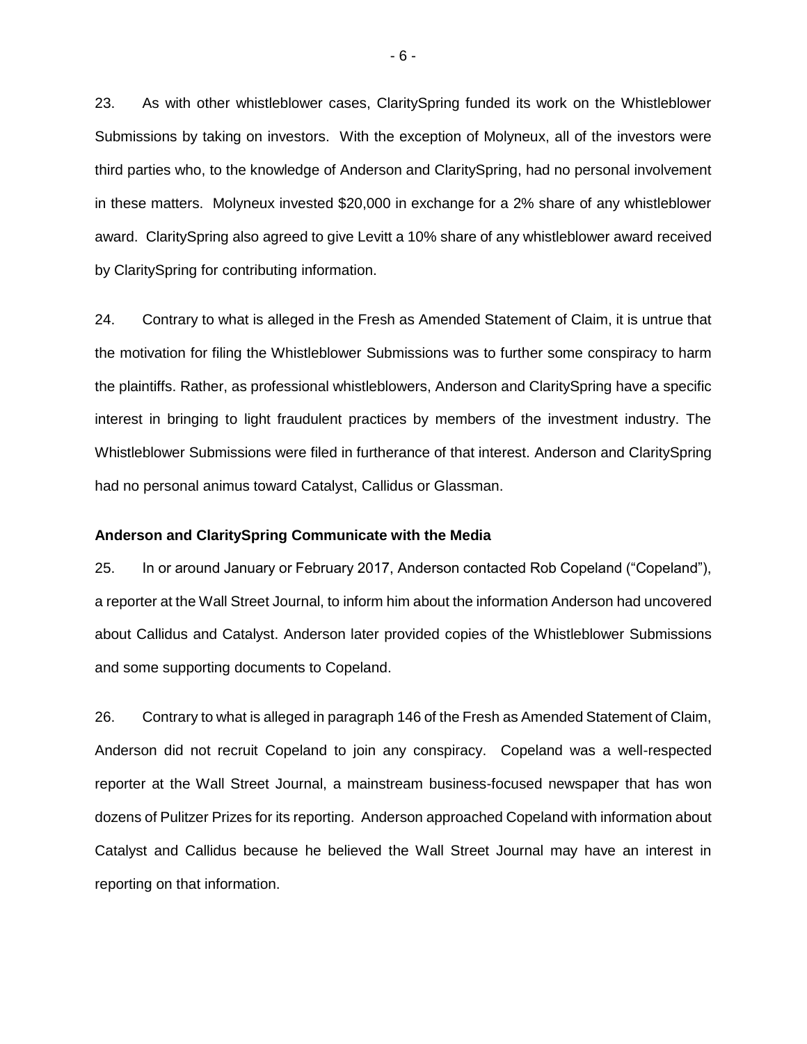23. As with other whistleblower cases, ClaritySpring funded its work on the Whistleblower Submissions by taking on investors. With the exception of Molyneux, all of the investors were third parties who, to the knowledge of Anderson and ClaritySpring, had no personal involvement in these matters. Molyneux invested $20,000 in exchange for a 2% share of any whistleblower award. ClaritySpring also agreed to give Levitt a 10% share of any whistleblower award received by ClaritySpring for contributing information.

24. Contrary to what is alleged in the Fresh as Amended Statement of Claim, it is untrue that the motivation for filing the Whistleblower Submissions was to further some conspiracy to harm the plaintiffs. Rather, as professional whistleblowers, Anderson and ClaritySpring have a specific interest in bringing to light fraudulent practices by members of the investment industry. The Whistleblower Submissions were filed in furtherance of that interest. Anderson and ClaritySpring had no personal animus toward Catalyst, Callidus or Glassman.

**Anderson and ClaritySpring Communicate with the Media**

25. In or around January or February 2017, Anderson contacted Rob Copeland ("Copeland"), a reporter at the Wall Street Journal, to inform him about the information Anderson had uncovered about Callidus and Catalyst. Anderson later provided copies of the Whistleblower Submissions and some supporting documents to Copeland.

26. Contrary to what is alleged in paragraph 146 of the Fresh as Amended Statement of Claim, Anderson did not recruit Copeland to join any conspiracy. Copeland was a well-respected reporter at the Wall Street Journal, a mainstream business-focused newspaper that has won dozens of Pulitzer Prizes for its reporting. Anderson approached Copeland with information about Catalyst and Callidus because he believed the Wall Street Journal may have an interest in reporting on that information.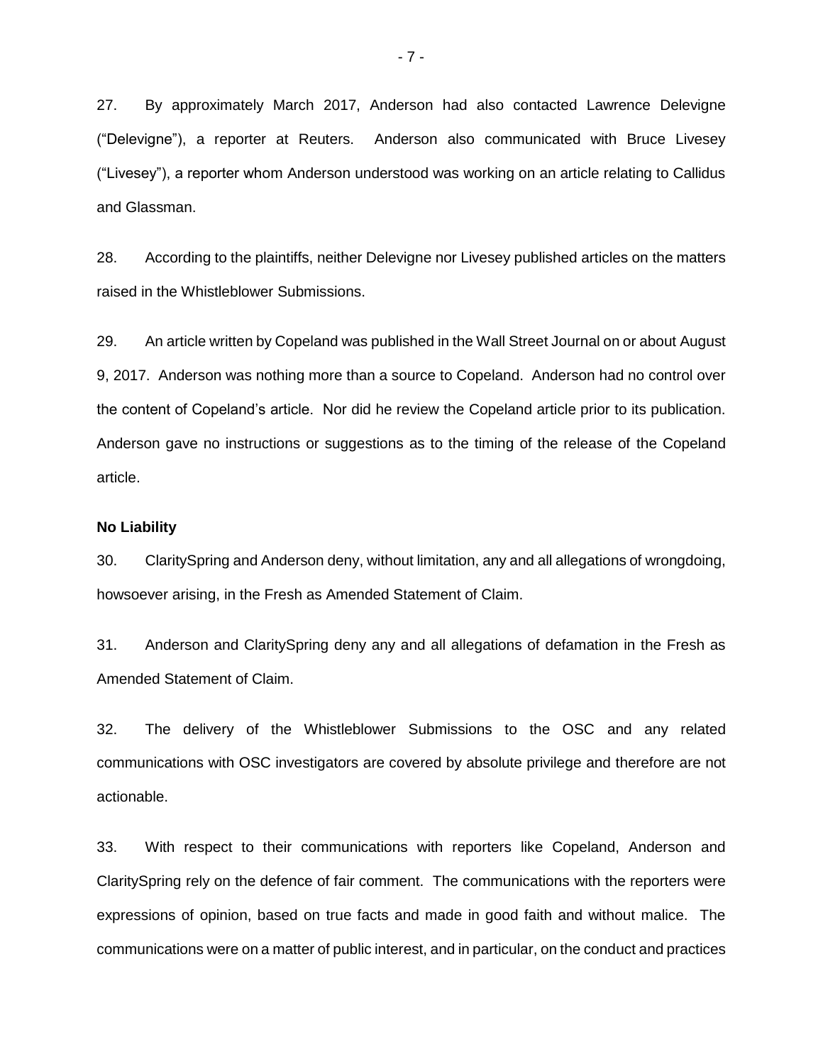27. By approximately March 2017, Anderson had also contacted Lawrence Delevigne ("Delevigne"), a reporter at Reuters. Anderson also communicated with Bruce Livesey ("Livesey"), a reporter whom Anderson understood was working on an article relating to Callidus and Glassman.

28. According to the plaintiffs, neither Delevigne nor Livesey published articles on the matters raised in the Whistleblower Submissions.

29. An article written by Copeland was published in the Wall Street Journal on or about August 9, 2017. Anderson was nothing more than a source to Copeland. Anderson had no control over the content of Copeland's article. Nor did he review the Copeland article prior to its publication. Anderson gave no instructions or suggestions as to the timing of the release of the Copeland article.

**No Liability**

30. ClaritySpring and Anderson deny, without limitation, any and all allegations of wrongdoing, howsoever arising, in the Fresh as Amended Statement of Claim.

31. Anderson and ClaritySpring deny any and all allegations of defamation in the Fresh as Amended Statement of Claim.

32. The delivery of the Whistleblower Submissions to the OSC and any related communications with OSC investigators are covered by absolute privilege and therefore are not actionable.

33. With respect to their communications with reporters like Copeland, Anderson and ClaritySpring rely on the defence of fair comment. The communications with the reporters were expressions of opinion, based on true facts and made in good faith and without malice. The communications were on a matter of public interest, and in particular, on the conduct and practices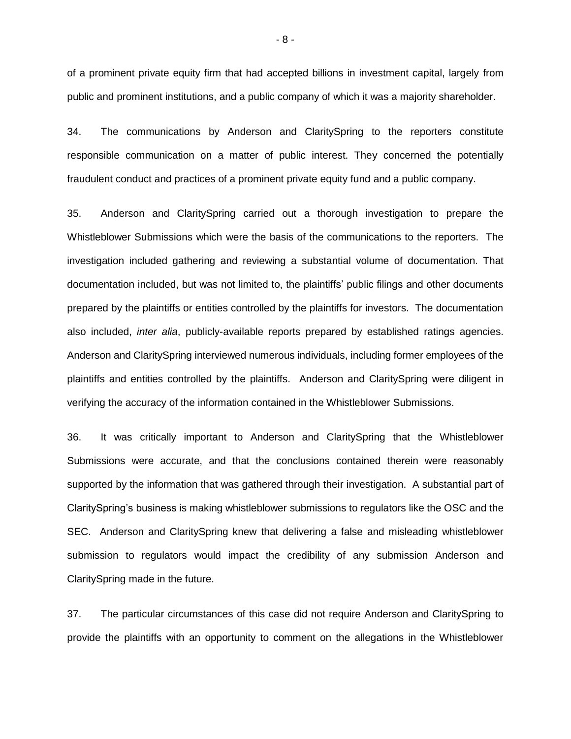of a prominent private equity firm that had accepted billions in investment capital, largely from public and prominent institutions, and a public company of which it was a majority shareholder.

34. The communications by Anderson and ClaritySpring to the reporters constitute responsible communication on a matter of public interest. They concerned the potentially fraudulent conduct and practices of a prominent private equity fund and a public company.

35. Anderson and ClaritySpring carried out a thorough investigation to prepare the Whistleblower Submissions which were the basis of the communications to the reporters. The investigation included gathering and reviewing a substantial volume of documentation. That documentation included, but was not limited to, the plaintiffs' public filings and other documents prepared by the plaintiffs or entities controlled by the plaintiffs for investors. The documentation also included, *inter alia*, publicly-available reports prepared by established ratings agencies. Anderson and ClaritySpring interviewed numerous individuals, including former employees of the plaintiffs and entities controlled by the plaintiffs. Anderson and ClaritySpring were diligent in verifying the accuracy of the information contained in the Whistleblower Submissions.

36. It was critically important to Anderson and ClaritySpring that the Whistleblower Submissions were accurate, and that the conclusions contained therein were reasonably supported by the information that was gathered through their investigation. A substantial part of ClaritySpring's business is making whistleblower submissions to regulators like the OSC and the SEC. Anderson and ClaritySpring knew that delivering a false and misleading whistleblower submission to regulators would impact the credibility of any submission Anderson and ClaritySpring made in the future.

37. The particular circumstances of this case did not require Anderson and ClaritySpring to provide the plaintiffs with an opportunity to comment on the allegations in the Whistleblower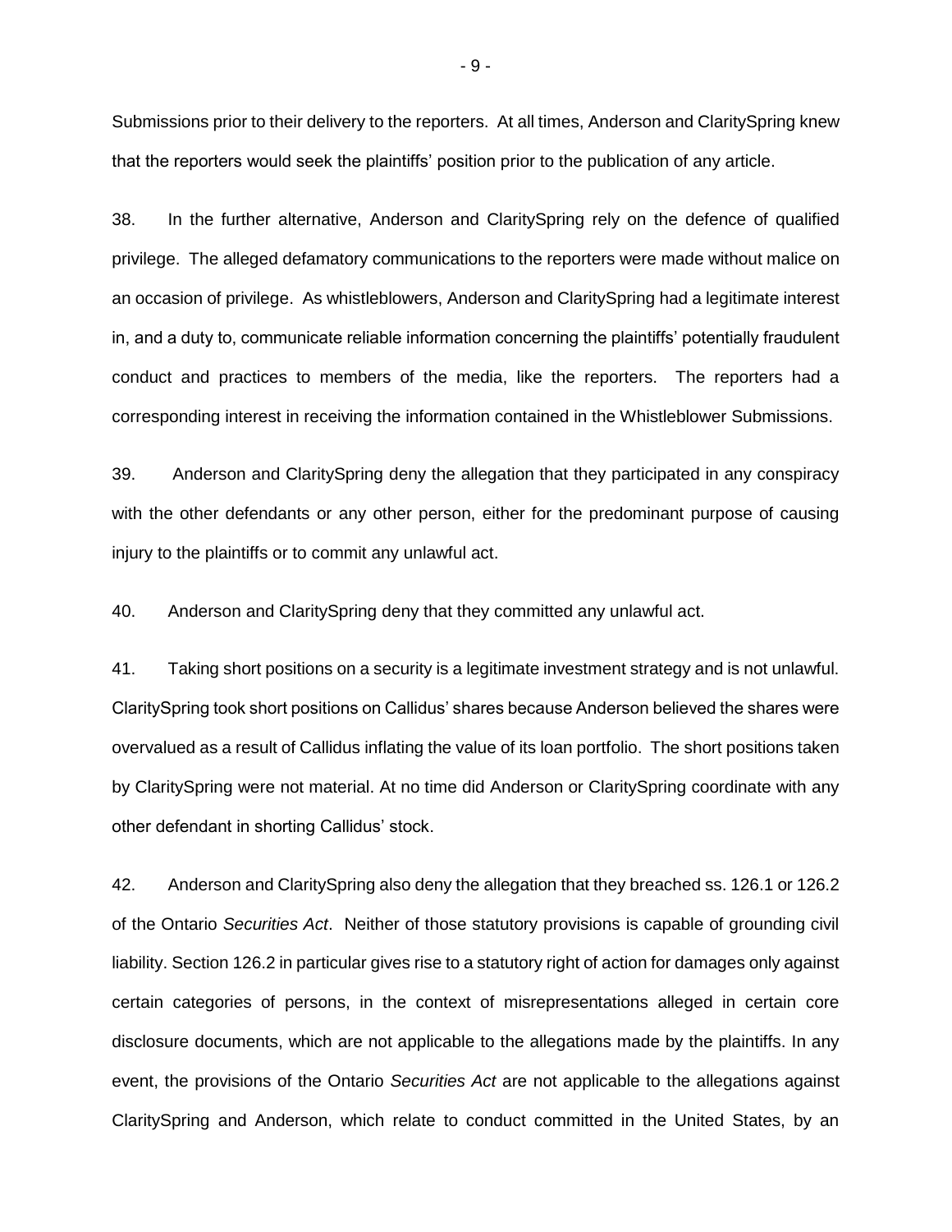Submissions prior to their delivery to the reporters. At all times, Anderson and ClaritySpring knew that the reporters would seek the plaintiffs' position prior to the publication of any article.

38. In the further alternative, Anderson and ClaritySpring rely on the defence of qualified privilege. The alleged defamatory communications to the reporters were made without malice on an occasion of privilege. As whistleblowers, Anderson and ClaritySpring had a legitimate interest in, and a duty to, communicate reliable information concerning the plaintiffs' potentially fraudulent conduct and practices to members of the media, like the reporters. The reporters had a corresponding interest in receiving the information contained in the Whistleblower Submissions.

39. Anderson and ClaritySpring deny the allegation that they participated in any conspiracy with the other defendants or any other person, either for the predominant purpose of causing injury to the plaintiffs or to commit any unlawful act.

40. Anderson and ClaritySpring deny that they committed any unlawful act.

41. Taking short positions on a security is a legitimate investment strategy and is not unlawful. ClaritySpring took short positions on Callidus' shares because Anderson believed the shares were overvalued as a result of Callidus inflating the value of its loan portfolio. The short positions taken by ClaritySpring were not material. At no time did Anderson or ClaritySpring coordinate with any other defendant in shorting Callidus' stock.

42. Anderson and ClaritySpring also deny the allegation that they breached ss. 126.1 or 126.2 of the Ontario *Securities Act*. Neither of those statutory provisions is capable of grounding civil liability. Section 126.2 in particular gives rise to a statutory right of action for damages only against certain categories of persons, in the context of misrepresentations alleged in certain core disclosure documents, which are not applicable to the allegations made by the plaintiffs. In any event, the provisions of the Ontario *Securities Act* are not applicable to the allegations against ClaritySpring and Anderson, which relate to conduct committed in the United States, by an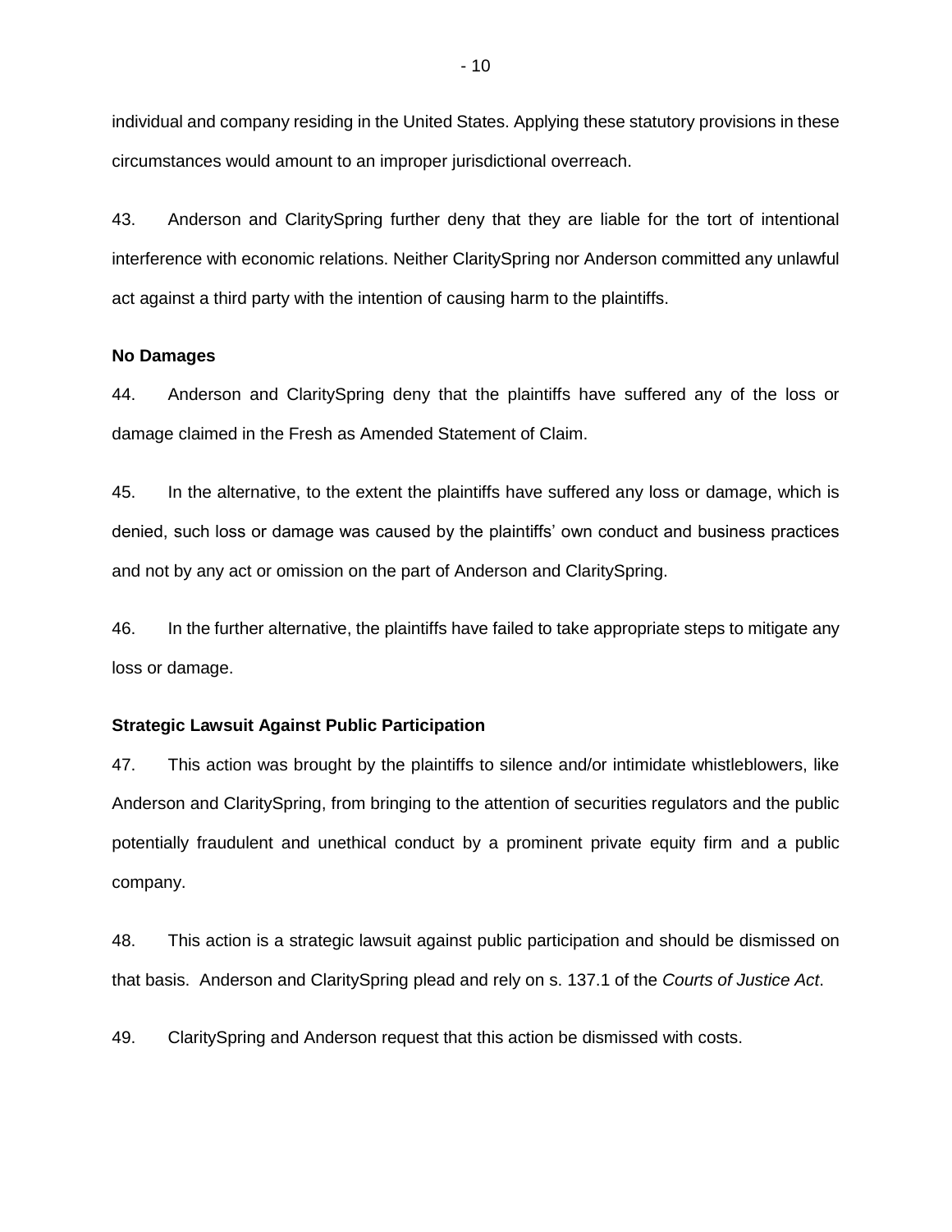individual and company residing in the United States. Applying these statutory provisions in these circumstances would amount to an improper jurisdictional overreach.

43. Anderson and ClaritySpring further deny that they are liable for the tort of intentional interference with economic relations. Neither ClaritySpring nor Anderson committed any unlawful act against a third party with the intention of causing harm to the plaintiffs.

**No Damages**

44. Anderson and ClaritySpring deny that the plaintiffs have suffered any of the loss or damage claimed in the Fresh as Amended Statement of Claim.

45. In the alternative, to the extent the plaintiffs have suffered any loss or damage, which is denied, such loss or damage was caused by the plaintiffs' own conduct and business practices and not by any act or omission on the part of Anderson and ClaritySpring.

46. In the further alternative, the plaintiffs have failed to take appropriate steps to mitigate any loss or damage.

**Strategic Lawsuit Against Public Participation**

47. This action was brought by the plaintiffs to silence and/or intimidate whistleblowers, like Anderson and ClaritySpring, from bringing to the attention of securities regulators and the public potentially fraudulent and unethical conduct by a prominent private equity firm and a public company.

48. This action is a strategic lawsuit against public participation and should be dismissed on that basis. Anderson and ClaritySpring plead and rely on s. 137.1 of the *Courts of Justice Act*.

49. ClaritySpring and Anderson request that this action be dismissed with costs.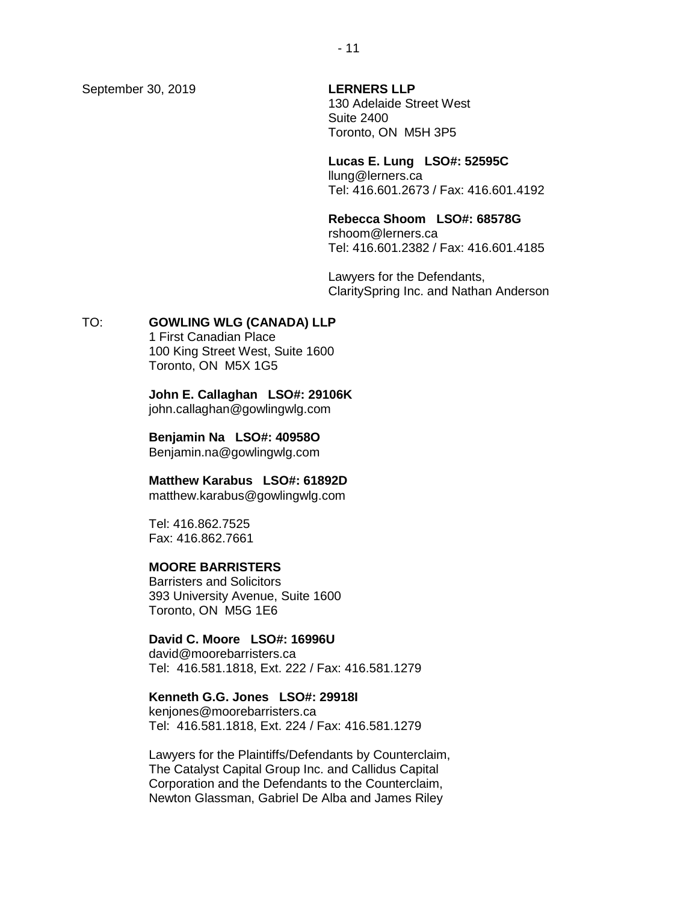September 30, 2019

**LERNERS LLP**
130 Adelaide Street West
Suite 2400
Toronto, ON M5H 3P5

**Lucas E. Lung LSO#: 52595C**
llung@lerners.ca
Tel: 416.601.2673 / Fax: 416.601.4192

**Rebecca Shoom LSO#: 68578G**
rshoom@lerners.ca
Tel: 416.601.2382 / Fax: 416.601.4185

Lawyers for the Defendants,
ClaritySpring Inc. and Nathan Anderson

TO: **GOWLING WLG (CANADA) LLP**
1 First Canadian Place
100 King Street West, Suite 1600
Toronto, ON M5X 1G5

**John E. Callaghan LSO#: 29106K**
john.callaghan@gowlingwlg.com

**Benjamin Na LSO#: 40958O**
Benjamin.na@gowlingwlg.com

**Matthew Karabus LSO#: 61892D**
matthew.karabus@gowlingwlg.com

Tel: 416.862.7525
Fax: 416.862.7661

**MOORE BARRISTERS**
Barristers and Solicitors
393 University Avenue, Suite 1600
Toronto, ON M5G 1E6

**David C. Moore LSO#: 16996U**
david@moorebarristers.ca
Tel: 416.581.1818, Ext. 222 / Fax: 416.581.1279

**Kenneth G.G. Jones LSO#: 29918I**
kenjones@moorebarristers.ca
Tel: 416.581.1818, Ext. 224 / Fax: 416.581.1279

Lawyers for the Plaintiffs/Defendants by Counterclaim,
The Catalyst Capital Group Inc. and Callidus Capital
Corporation and the Defendants to the Counterclaim,
Newton Glassman, Gabriel De Alba and James Riley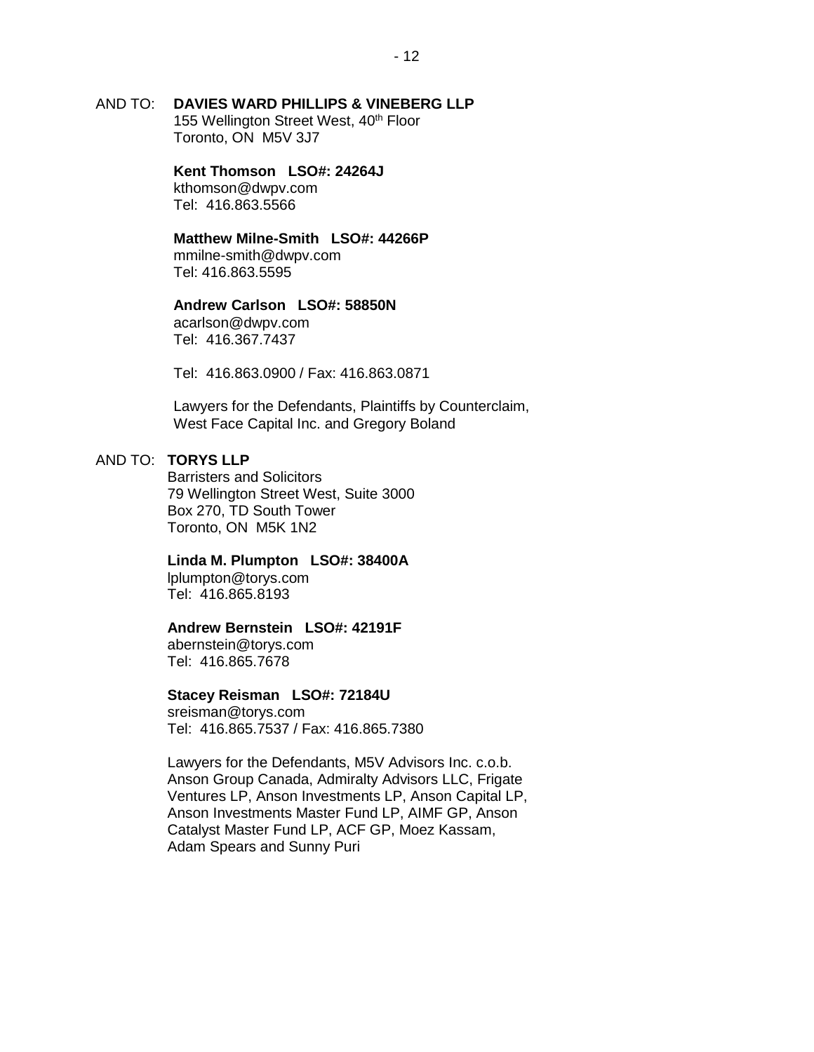AND TO: **DAVIES WARD PHILLIPS & VINEBERG LLP**
155 Wellington Street West, 40th Floor
Toronto, ON M5V 3J7

**Kent Thomson LSO#: 24264J**
kthomson@dwpv.com
Tel: 416.863.5566

**Matthew Milne-Smith LSO#: 44266P**
mmilne-smith@dwpv.com
Tel: 416.863.5595

**Andrew Carlson LSO#: 58850N**
acarlson@dwpv.com
Tel: 416.367.7437

Tel: 416.863.0900 / Fax: 416.863.0871

Lawyers for the Defendants, Plaintiffs by Counterclaim, West Face Capital Inc. and Gregory Boland

AND TO: **TORYS LLP**
Barristers and Solicitors
79 Wellington Street West, Suite 3000
Box 270, TD South Tower
Toronto, ON M5K 1N2

**Linda M. Plumpton LSO#: 38400A**
lplumpton@torys.com
Tel: 416.865.8193

**Andrew Bernstein LSO#: 42191F**
abernstein@torys.com
Tel: 416.865.7678

**Stacey Reisman LSO#: 72184U**
sreisman@torys.com
Tel: 416.865.7537 / Fax: 416.865.7380

Lawyers for the Defendants, M5V Advisors Inc. c.o.b. Anson Group Canada, Admiralty Advisors LLC, Frigate Ventures LP, Anson Investments LP, Anson Capital LP, Anson Investments Master Fund LP, AIMF GP, Anson Catalyst Master Fund LP, ACF GP, Moez Kassam, Adam Spears and Sunny Puri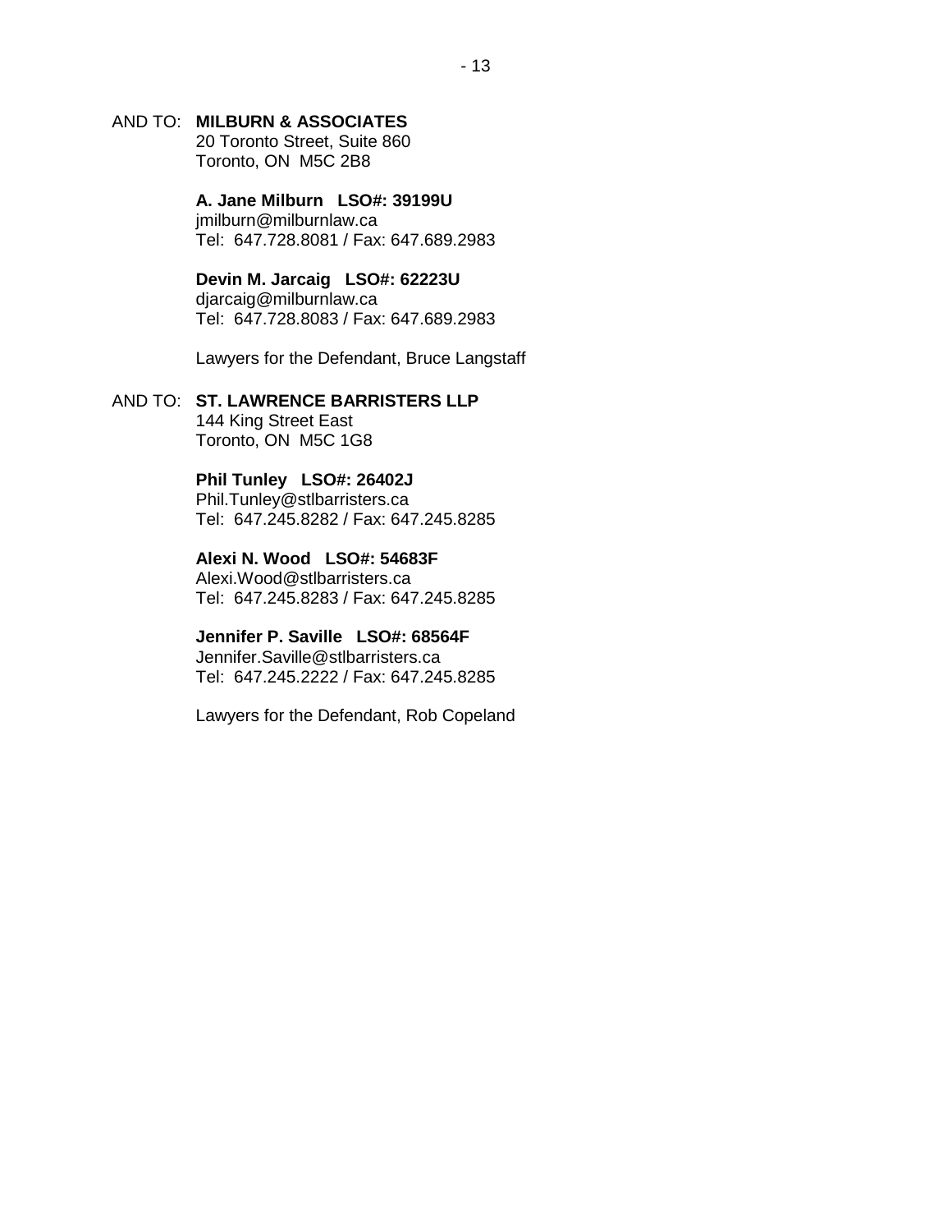AND TO: **MILBURN & ASSOCIATES**
20 Toronto Street, Suite 860
Toronto, ON  M5C 2B8

**A. Jane Milburn   LSO#: 39199U**
jmilburn@milburnlaw.ca
Tel:  647.728.8081 / Fax: 647.689.2983

**Devin M. Jarcaig   LSO#: 62223U**
djarcaig@milburnlaw.ca
Tel:  647.728.8083 / Fax: 647.689.2983

Lawyers for the Defendant, Bruce Langstaff

AND TO: **ST. LAWRENCE BARRISTERS LLP**
144 King Street East
Toronto, ON  M5C 1G8

**Phil Tunley   LSO#: 26402J**
Phil.Tunley@stlbarristers.ca
Tel:  647.245.8282 / Fax: 647.245.8285

**Alexi N. Wood   LSO#: 54683F**
Alexi.Wood@stlbarristers.ca
Tel:  647.245.8283 / Fax: 647.245.8285

**Jennifer P. Saville   LSO#: 68564F**
Jennifer.Saville@stlbarristers.ca
Tel:  647.245.2222 / Fax: 647.245.8285

Lawyers for the Defendant, Rob Copeland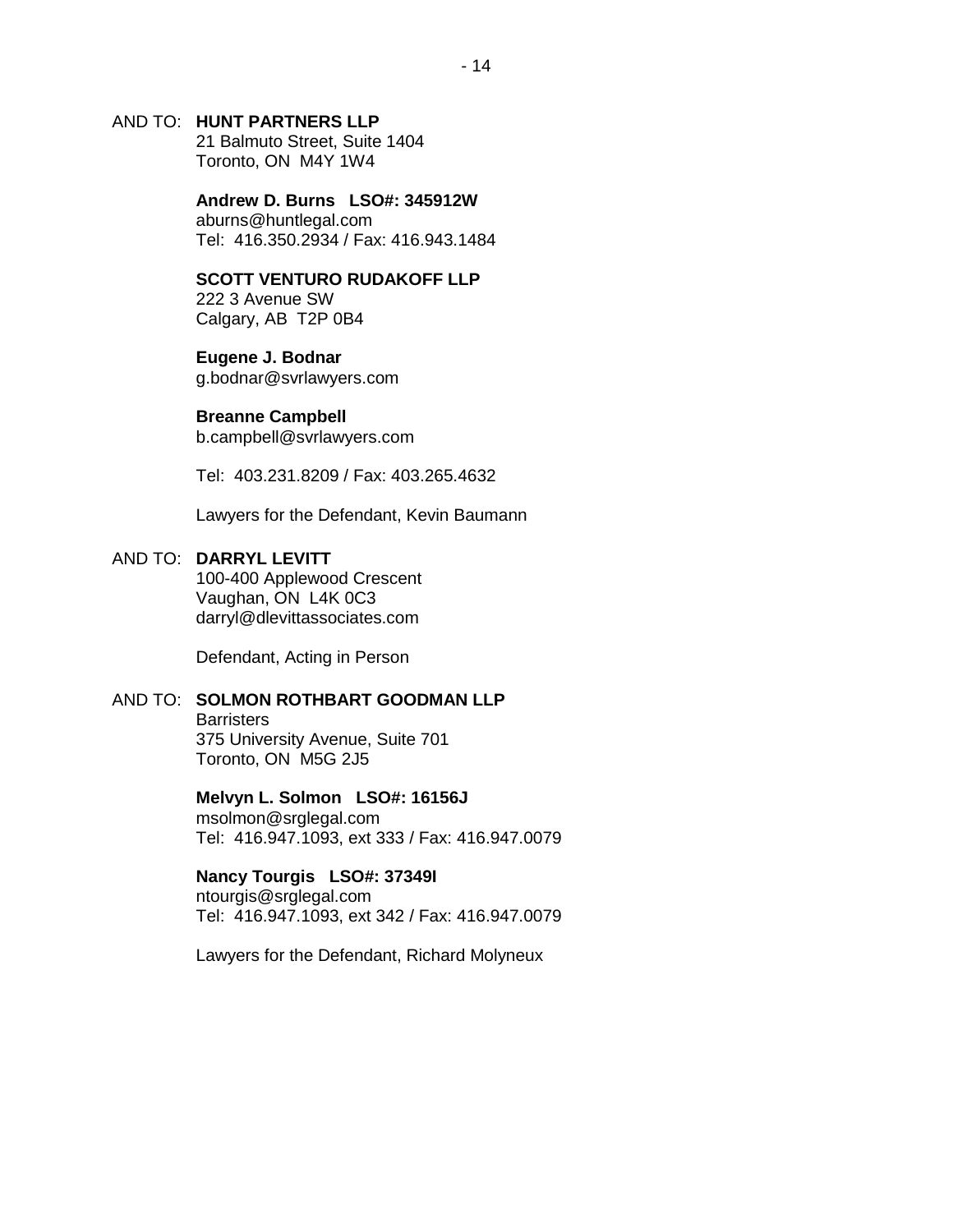AND TO: **HUNT PARTNERS LLP**
21 Balmuto Street, Suite 1404
Toronto, ON  M4Y 1W4

**Andrew D. Burns   LSO#: 345912W**
aburns@huntlegal.com
Tel:  416.350.2934 / Fax: 416.943.1484

**SCOTT VENTURO RUDAKOFF LLP**
222 3 Avenue SW
Calgary, AB  T2P 0B4

**Eugene J. Bodnar**
g.bodnar@svrlawyers.com

**Breanne Campbell**
b.campbell@svrlawyers.com

Tel:  403.231.8209 / Fax: 403.265.4632

Lawyers for the Defendant, Kevin Baumann

AND TO: **DARRYL LEVITT**
100-400 Applewood Crescent
Vaughan, ON  L4K 0C3
darryl@dlevittassociates.com

Defendant, Acting in Person

AND TO: **SOLMON ROTHBART GOODMAN LLP**
Barristers
375 University Avenue, Suite 701
Toronto, ON  M5G 2J5

**Melvyn L. Solmon   LSO#: 16156J**
msolmon@srglegal.com
Tel:  416.947.1093, ext 333 / Fax: 416.947.0079

**Nancy Tourgis   LSO#: 37349I**
ntourgis@srglegal.com
Tel:  416.947.1093, ext 342 / Fax: 416.947.0079

Lawyers for the Defendant, Richard Molyneux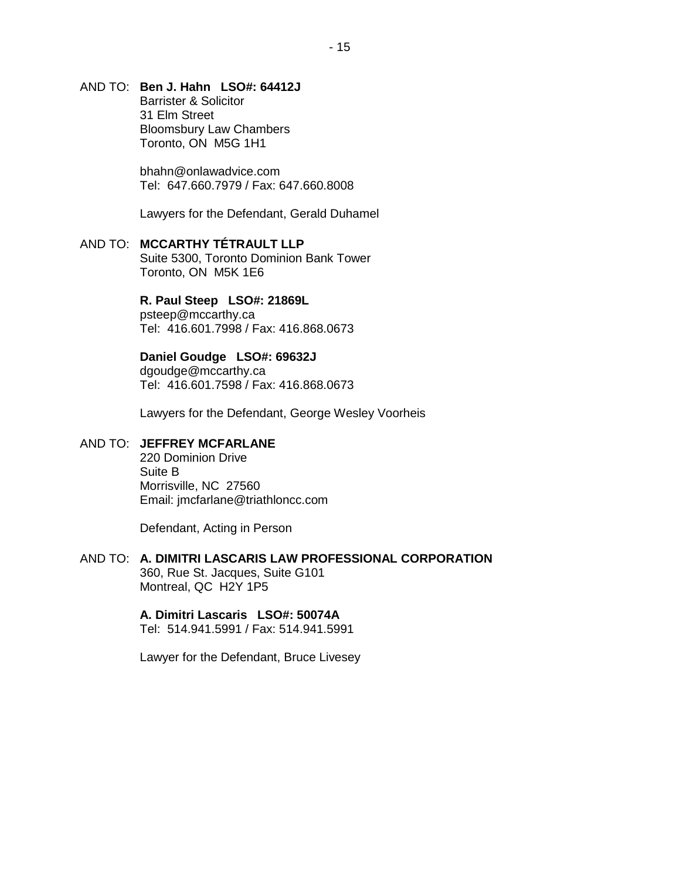AND TO: **Ben J. Hahn LSO#: 64412J**
Barrister & Solicitor
31 Elm Street
Bloomsbury Law Chambers
Toronto, ON M5G 1H1

bhahn@onlawadvice.com
Tel: 647.660.7979 / Fax: 647.660.8008

Lawyers for the Defendant, Gerald Duhamel

AND TO: **MCCARTHY TÉTRAULT LLP**
Suite 5300, Toronto Dominion Bank Tower
Toronto, ON M5K 1E6

**R. Paul Steep LSO#: 21869L**
psteep@mccarthy.ca
Tel: 416.601.7998 / Fax: 416.868.0673

**Daniel Goudge LSO#: 69632J**
dgoudge@mccarthy.ca
Tel: 416.601.7598 / Fax: 416.868.0673

Lawyers for the Defendant, George Wesley Voorheis

AND TO: **JEFFREY MCFARLANE**
220 Dominion Drive
Suite B
Morrisville, NC 27560
Email: jmcfarlane@triathloncc.com

Defendant, Acting in Person

AND TO: **A. DIMITRI LASCARIS LAW PROFESSIONAL CORPORATION**
360, Rue St. Jacques, Suite G101
Montreal, QC H2Y 1P5

**A. Dimitri Lascaris LSO#: 50074A**
Tel: 514.941.5991 / Fax: 514.941.5991

Lawyer for the Defendant, Bruce Livesey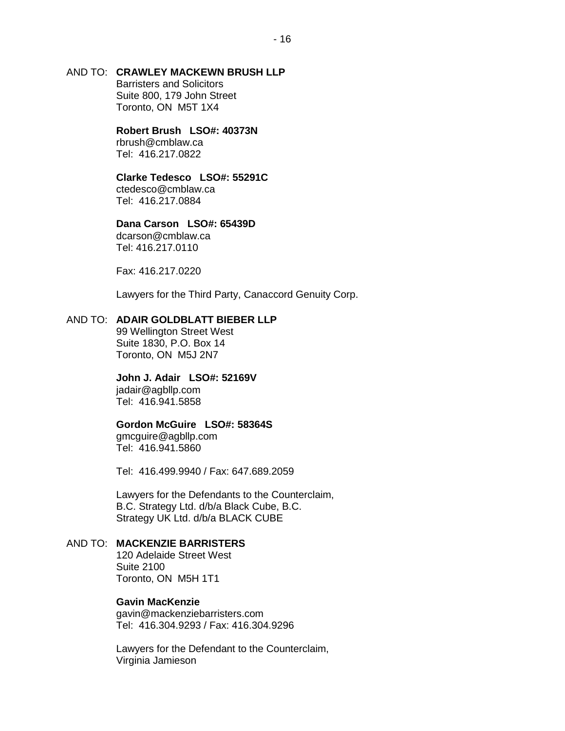AND TO: **CRAWLEY MACKEWN BRUSH LLP**
Barristers and Solicitors
Suite 800, 179 John Street
Toronto, ON M5T 1X4

**Robert Brush LSO#: 40373N**
rbrush@cmblaw.ca
Tel: 416.217.0822

**Clarke Tedesco LSO#: 55291C**
ctedesco@cmblaw.ca
Tel: 416.217.0884

**Dana Carson LSO#: 65439D**
dcarson@cmblaw.ca
Tel: 416.217.0110

Fax: 416.217.0220

Lawyers for the Third Party, Canaccord Genuity Corp.

AND TO: **ADAIR GOLDBLATT BIEBER LLP**
99 Wellington Street West
Suite 1830, P.O. Box 14
Toronto, ON M5J 2N7

**John J. Adair LSO#: 52169V**
jadair@agbllp.com
Tel: 416.941.5858

**Gordon McGuire LSO#: 58364S**
gmcguire@agbllp.com
Tel: 416.941.5860

Tel: 416.499.9940 / Fax: 647.689.2059

Lawyers for the Defendants to the Counterclaim, B.C. Strategy Ltd. d/b/a Black Cube, B.C. Strategy UK Ltd. d/b/a BLACK CUBE

AND TO: **MACKENZIE BARRISTERS**
120 Adelaide Street West
Suite 2100
Toronto, ON M5H 1T1

**Gavin MacKenzie**
gavin@mackenziebarristers.com
Tel: 416.304.9293 / Fax: 416.304.9296

Lawyers for the Defendant to the Counterclaim, Virginia Jamieson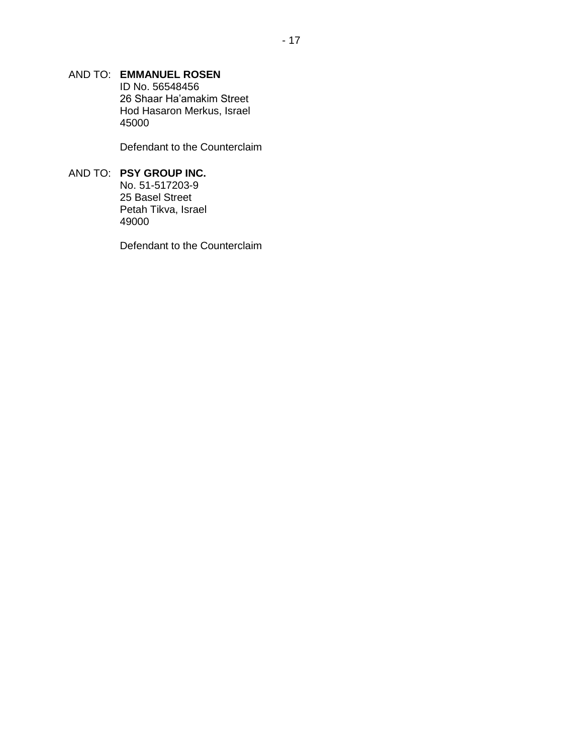AND TO: **EMMANUEL ROSEN**
ID No. 56548456
26 Shaar Ha'amakim Street
Hod Hasaron Merkus, Israel
45000

Defendant to the Counterclaim

AND TO: **PSY GROUP INC.**
No. 51-517203-9
25 Basel Street
Petah Tikva, Israel
49000

Defendant to the Counterclaim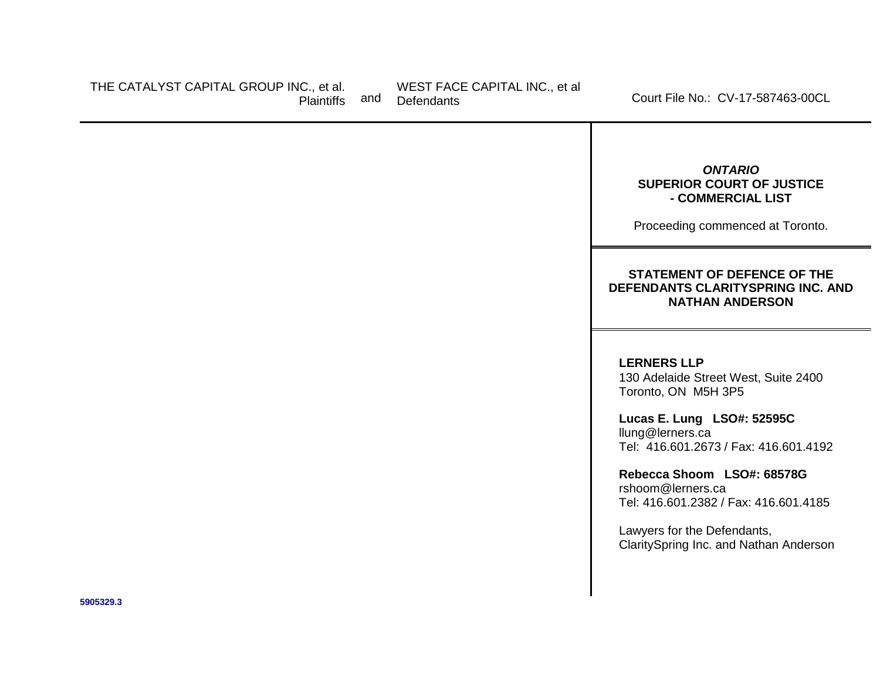THE CATALYST CAPITAL GROUP INC., et al.
Plaintiffs

and

WEST FACE CAPITAL INC., et al
Defendants

Court File No.: CV-17-587463-00CL

***ONTARIO***
**SUPERIOR COURT OF JUSTICE**
**- COMMERCIAL LIST**

Proceeding commenced at Toronto.

**STATEMENT OF DEFENCE OF THE DEFENDANTS CLARITYSPRING INC. AND NATHAN ANDERSON**

**LERNERS LLP**
130 Adelaide Street West, Suite 2400
Toronto, ON  M5H 3P5

**Lucas E. Lung   LSO#: 52595C**
llung@lerners.ca
Tel:  416.601.2673 / Fax: 416.601.4192

**Rebecca Shoom   LSO#: 68578G**
rshoom@lerners.ca
Tel: 416.601.2382 / Fax: 416.601.4185

Lawyers for the Defendants,
ClaritySpring Inc. and Nathan Anderson

**5905329.3**